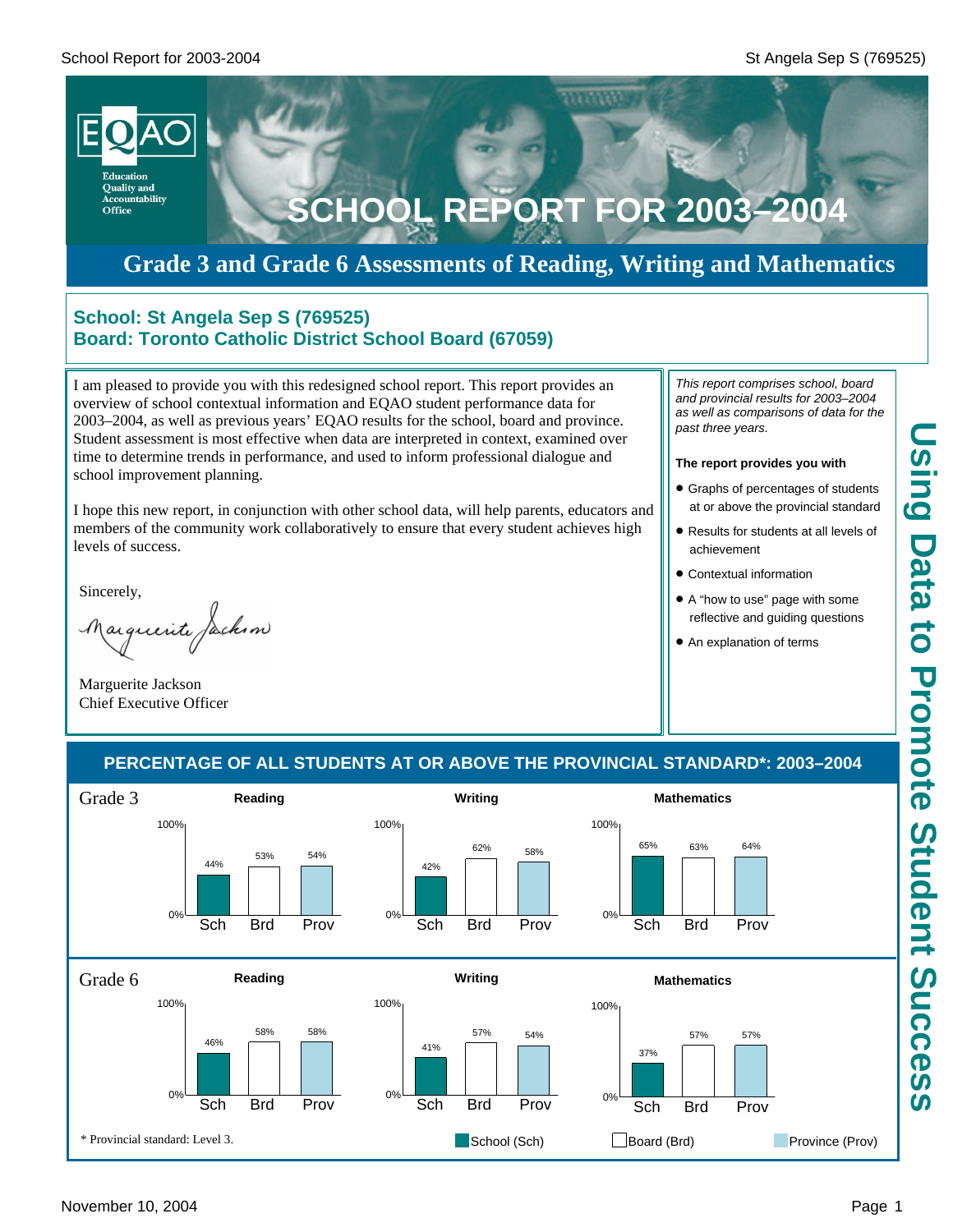# SCHOOL REPORT FOR 2003–2004

## Grade 3 and Grade 6 Assessments of Reading, Writing and Mathematics

**School: St Angela Sep S (769525)**
**Board: Toronto Catholic District School Board (67059)**

I am pleased to provide you with this redesigned school report. This report provides an overview of school contextual information and EQAO student performance data for 2003–2004, as well as previous years' EQAO results for the school, board and province. Student assessment is most effective when data are interpreted in context, examined over time to determine trends in performance, and used to inform professional dialogue and school improvement planning.

I hope this new report, in conjunction with other school data, will help parents, educators and members of the community work collaboratively to ensure that every student achieves high levels of success.

Sincerely,

Marguerite Jackson
Chief Executive Officer

*This report comprises school, board and provincial results for 2003–2004 as well as comparisons of data for the past three years.*

**The report provides you with**

- Graphs of percentages of students at or above the provincial standard
- Results for students at all levels of achievement
- Contextual information
- A "how to use" page with some reflective and guiding questions
- An explanation of terms

**Using Data to Promote Student Success**

## PERCENTAGE OF ALL STUDENTS AT OR ABOVE THE PROVINCIAL STANDARD*: 2003–2004

| Grade | Subject | School (Sch) | Board (Brd) | Province (Prov) |
|---|---|---|---|---|
| Grade 3 | Reading | 44% | 53% | 54% |
| Grade 3 | Writing | 42% | 62% | 58% |
| Grade 3 | Mathematics | 65% | 63% | 64% |
| Grade 6 | Reading | 46% | 58% | 58% |
| Grade 6 | Writing | 41% | 57% | 54% |
| Grade 6 | Mathematics | 37% | 57% | 57% |

\* Provincial standard: Level 3.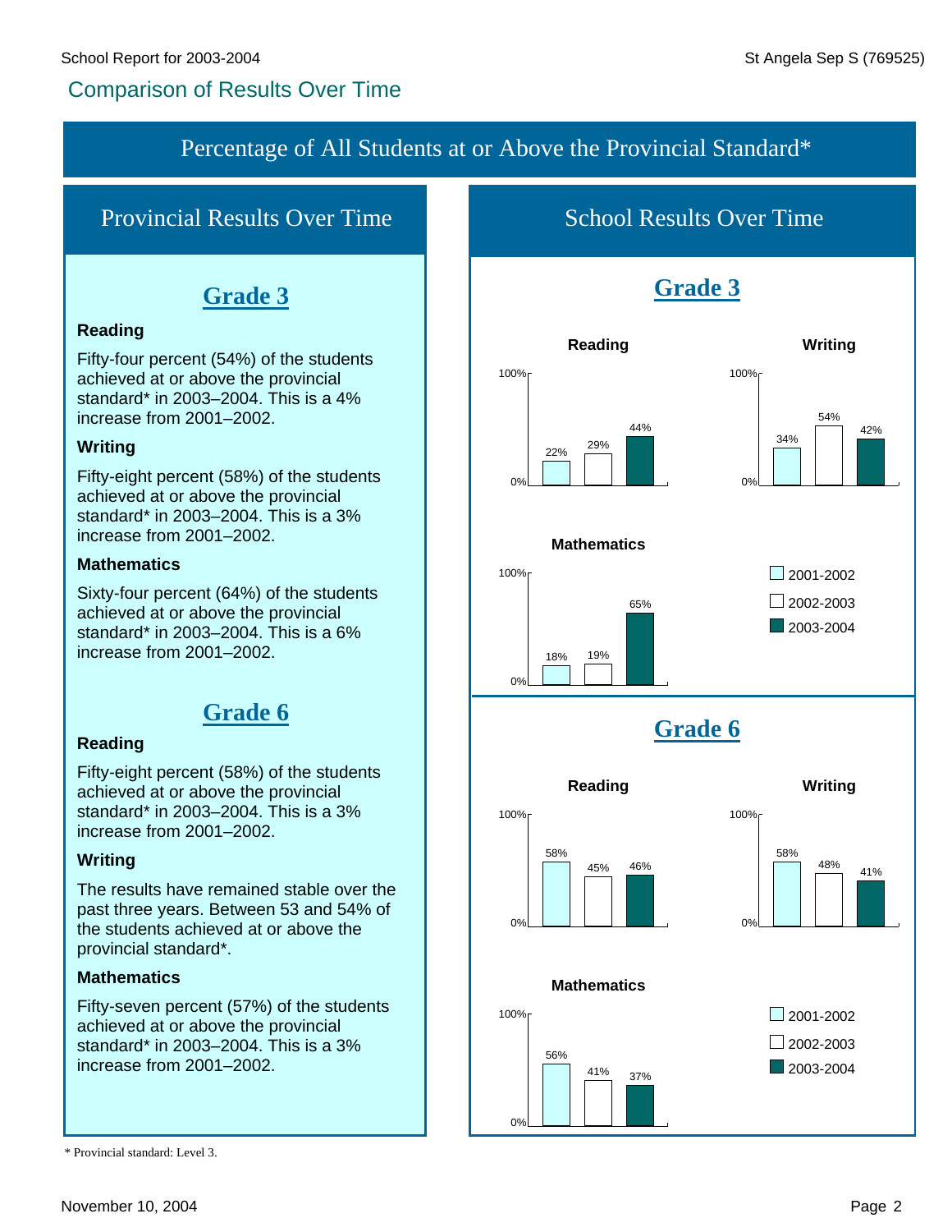# Comparison of Results Over Time

## Percentage of All Students at or Above the Provincial Standard*

## Provincial Results Over Time

### Grade 3

**Reading**

Fifty-four percent (54%) of the students achieved at or above the provincial standard* in 2003–2004. This is a 4% increase from 2001–2002.

**Writing**

Fifty-eight percent (58%) of the students achieved at or above the provincial standard* in 2003–2004. This is a 3% increase from 2001–2002.

**Mathematics**

Sixty-four percent (64%) of the students achieved at or above the provincial standard* in 2003–2004. This is a 6% increase from 2001–2002.

### Grade 6

**Reading**

Fifty-eight percent (58%) of the students achieved at or above the provincial standard* in 2003–2004. This is a 3% increase from 2001–2002.

**Writing**

The results have remained stable over the past three years. Between 53 and 54% of the students achieved at or above the provincial standard*.

**Mathematics**

Fifty-seven percent (57%) of the students achieved at or above the provincial standard* in 2003–2004. This is a 3% increase from 2001–2002.

## School Results Over Time

### Grade 3

| Subject | 2001-2002 | 2002-2003 | 2003-2004 |
|---|---|---|---|
| Reading | 22% | 29% | 44% |
| Writing | 34% | 54% | 42% |
| Mathematics | 18% | 19% | 65% |

### Grade 6

| Subject | 2001-2002 | 2002-2003 | 2003-2004 |
|---|---|---|---|
| Reading | 58% | 45% | 46% |
| Writing | 58% | 48% | 41% |
| Mathematics | 56% | 41% | 37% |

\* Provincial standard: Level 3.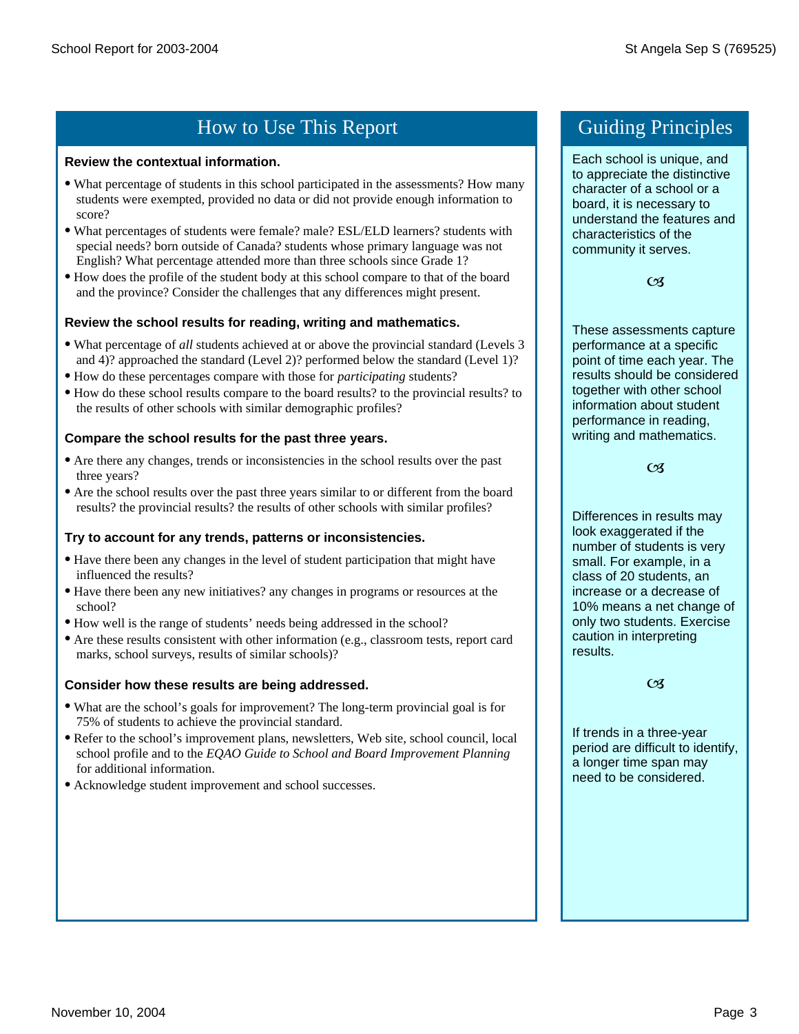## How to Use This Report

**Review the contextual information.**

- What percentage of students in this school participated in the assessments? How many students were exempted, provided no data or did not provide enough information to score?
- What percentages of students were female? male? ESL/ELD learners? students with special needs? born outside of Canada? students whose primary language was not English? What percentage attended more than three schools since Grade 1?
- How does the profile of the student body at this school compare to that of the board and the province? Consider the challenges that any differences might present.

**Review the school results for reading, writing and mathematics.**

- What percentage of *all* students achieved at or above the provincial standard (Levels 3 and 4)? approached the standard (Level 2)? performed below the standard (Level 1)?
- How do these percentages compare with those for *participating* students?
- How do these school results compare to the board results? to the provincial results? to the results of other schools with similar demographic profiles?

**Compare the school results for the past three years.**

- Are there any changes, trends or inconsistencies in the school results over the past three years?
- Are the school results over the past three years similar to or different from the board results? the provincial results? the results of other schools with similar profiles?

**Try to account for any trends, patterns or inconsistencies.**

- Have there been any changes in the level of student participation that might have influenced the results?
- Have there been any new initiatives? any changes in programs or resources at the school?
- How well is the range of students' needs being addressed in the school?
- Are these results consistent with other information (e.g., classroom tests, report card marks, school surveys, results of similar schools)?

**Consider how these results are being addressed.**

- What are the school's goals for improvement? The long-term provincial goal is for 75% of students to achieve the provincial standard.
- Refer to the school's improvement plans, newsletters, Web site, school council, local school profile and to the *EQAO Guide to School and Board Improvement Planning* for additional information.
- Acknowledge student improvement and school successes.

## Guiding Principles

Each school is unique, and to appreciate the distinctive character of a school or a board, it is necessary to understand the features and characteristics of the community it serves.

These assessments capture performance at a specific point of time each year. The results should be considered together with other school information about student performance in reading, writing and mathematics.

Differences in results may look exaggerated if the number of students is very small. For example, in a class of 20 students, an increase or a decrease of 10% means a net change of only two students. Exercise caution in interpreting results.

If trends in a three-year period are difficult to identify, a longer time span may need to be considered.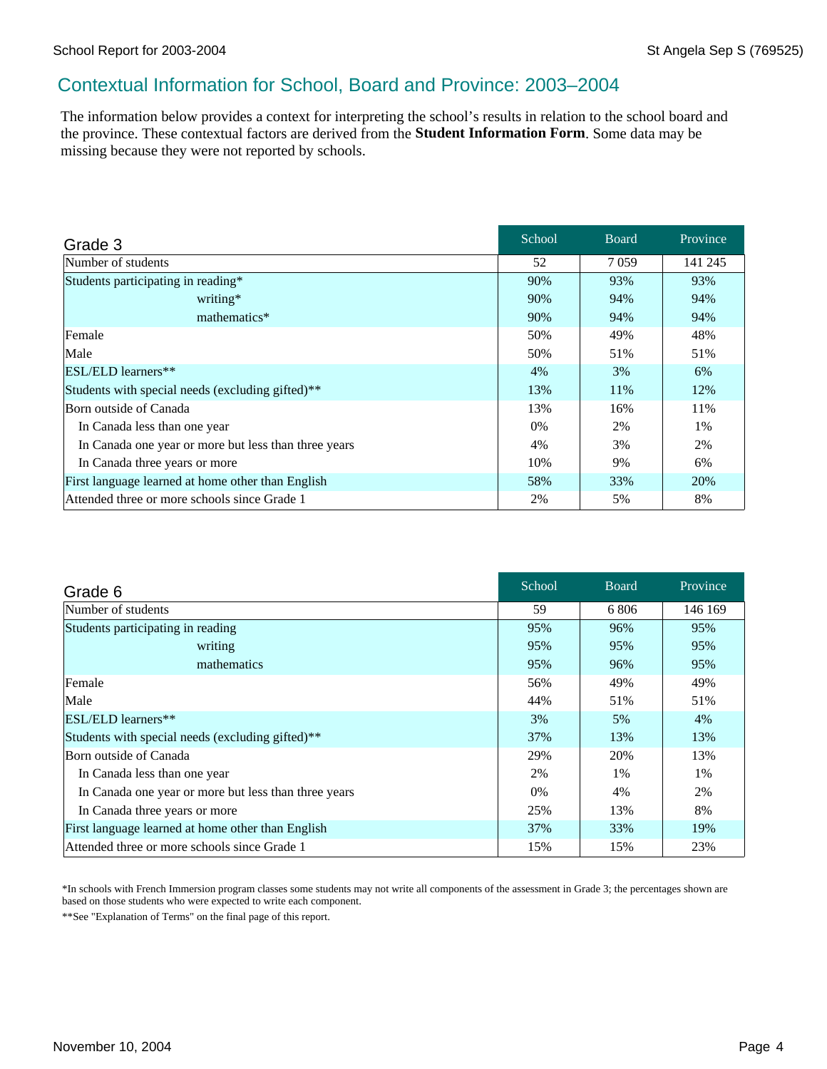## Contextual Information for School, Board and Province: 2003–2004

The information below provides a context for interpreting the school's results in relation to the school board and the province. These contextual factors are derived from the **Student Information Form**. Some data may be missing because they were not reported by schools.

| Grade 3 | School | Board | Province |
|---|---|---|---|
| Number of students | 52 | 7 059 | 141 245 |
| Students participating in reading* | 90% | 93% | 93% |
| writing* | 90% | 94% | 94% |
| mathematics* | 90% | 94% | 94% |
| Female | 50% | 49% | 48% |
| Male | 50% | 51% | 51% |
| ESL/ELD learners** | 4% | 3% | 6% |
| Students with special needs (excluding gifted)** | 13% | 11% | 12% |
| Born outside of Canada | 13% | 16% | 11% |
| In Canada less than one year | 0% | 2% | 1% |
| In Canada one year or more but less than three years | 4% | 3% | 2% |
| In Canada three years or more | 10% | 9% | 6% |
| First language learned at home other than English | 58% | 33% | 20% |
| Attended three or more schools since Grade 1 | 2% | 5% | 8% |

| Grade 6 | School | Board | Province |
|---|---|---|---|
| Number of students | 59 | 6 806 | 146 169 |
| Students participating in reading | 95% | 96% | 95% |
| writing | 95% | 95% | 95% |
| mathematics | 95% | 96% | 95% |
| Female | 56% | 49% | 49% |
| Male | 44% | 51% | 51% |
| ESL/ELD learners** | 3% | 5% | 4% |
| Students with special needs (excluding gifted)** | 37% | 13% | 13% |
| Born outside of Canada | 29% | 20% | 13% |
| In Canada less than one year | 2% | 1% | 1% |
| In Canada one year or more but less than three years | 0% | 4% | 2% |
| In Canada three years or more | 25% | 13% | 8% |
| First language learned at home other than English | 37% | 33% | 19% |
| Attended three or more schools since Grade 1 | 15% | 15% | 23% |

*In schools with French Immersion program classes some students may not write all components of the assessment in Grade 3; the percentages shown are based on those students who were expected to write each component.

**See "Explanation of Terms" on the final page of this report.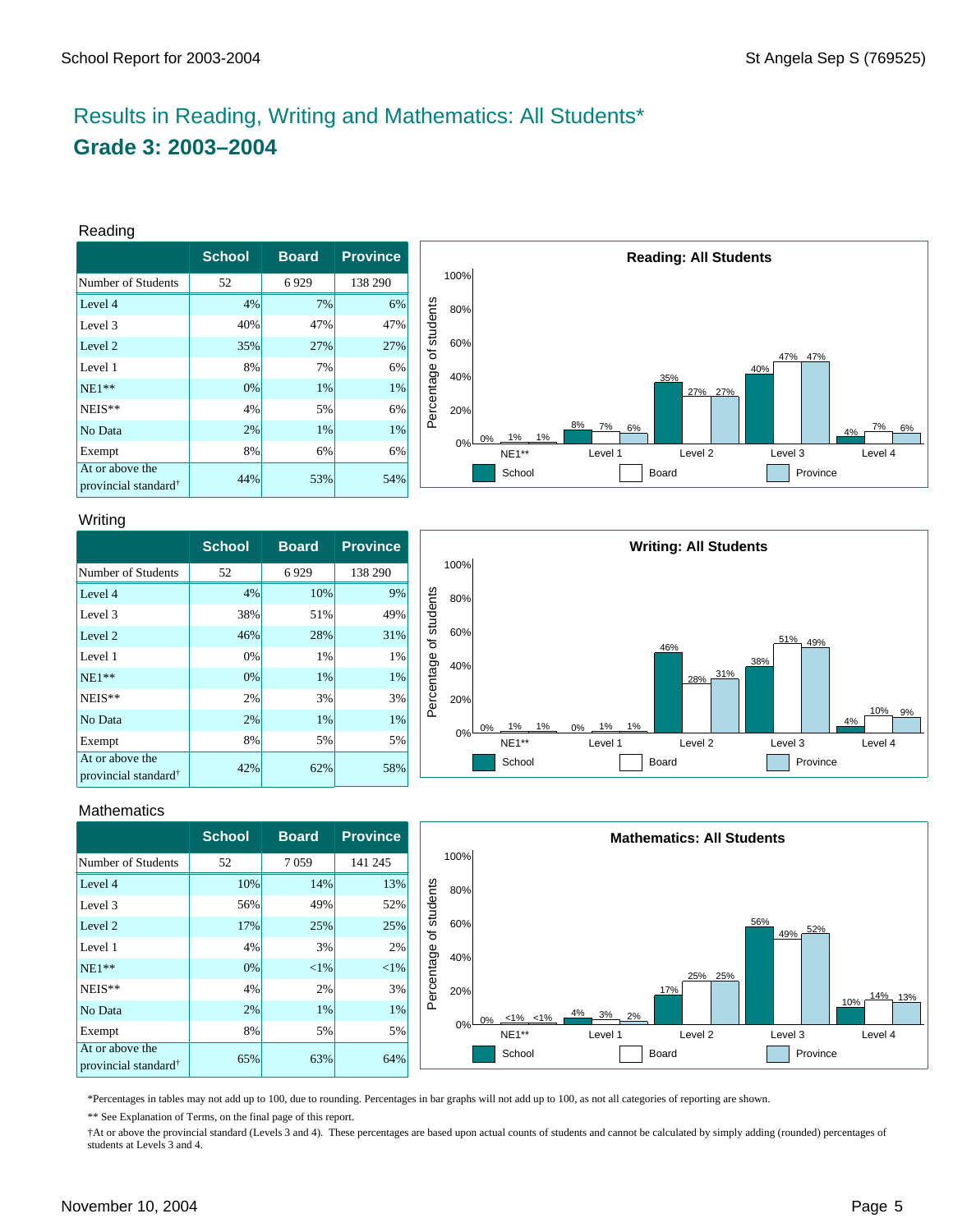# Results in Reading, Writing and Mathematics: All Students*

## Grade 3: 2003–2004

### Reading

| | School | Board | Province |
|---|---|---|---|
| Number of Students | 52 | 6 929 | 138 290 |
| Level 4 | 4% | 7% | 6% |
| Level 3 | 40% | 47% | 47% |
| Level 2 | 35% | 27% | 27% |
| Level 1 | 8% | 7% | 6% |
| NE1** | 0% | 1% | 1% |
| NEIS** | 4% | 5% | 6% |
| No Data | 2% | 1% | 1% |
| Exempt | 8% | 6% | 6% |
| At or above the provincial standard† | 44% | 53% | 54% |

**Reading: All Students**

| | NE1** | Level 1 | Level 2 | Level 3 | Level 4 |
|---|---|---|---|---|---|
| School | 0% | 8% | 35% | 40% | 4% |
| Board | 1% | 7% | 27% | 47% | 7% |
| Province | 1% | 6% | 27% | 47% | 6% |

### Writing

| | School | Board | Province |
|---|---|---|---|
| Number of Students | 52 | 6 929 | 138 290 |
| Level 4 | 4% | 10% | 9% |
| Level 3 | 38% | 51% | 49% |
| Level 2 | 46% | 28% | 31% |
| Level 1 | 0% | 1% | 1% |
| NE1** | 0% | 1% | 1% |
| NEIS** | 2% | 3% | 3% |
| No Data | 2% | 1% | 1% |
| Exempt | 8% | 5% | 5% |
| At or above the provincial standard† | 42% | 62% | 58% |

**Writing: All Students**

| | NE1** | Level 1 | Level 2 | Level 3 | Level 4 |
|---|---|---|---|---|---|
| School | 0% | 0% | 46% | 38% | 4% |
| Board | 1% | 1% | 28% | 51% | 10% |
| Province | 1% | 1% | 31% | 49% | 9% |

### Mathematics

| | School | Board | Province |
|---|---|---|---|
| Number of Students | 52 | 7 059 | 141 245 |
| Level 4 | 10% | 14% | 13% |
| Level 3 | 56% | 49% | 52% |
| Level 2 | 17% | 25% | 25% |
| Level 1 | 4% | 3% | 2% |
| NE1** | 0% | <1% | <1% |
| NEIS** | 4% | 2% | 3% |
| No Data | 2% | 1% | 1% |
| Exempt | 8% | 5% | 5% |
| At or above the provincial standard† | 65% | 63% | 64% |

**Mathematics: All Students**

| | NE1** | Level 1 | Level 2 | Level 3 | Level 4 |
|---|---|---|---|---|---|
| School | 0% | 4% | 17% | 56% | 10% |
| Board | <1% | 3% | 25% | 49% | 14% |
| Province | <1% | 2% | 25% | 52% | 13% |

*Percentages in tables may not add up to 100, due to rounding. Percentages in bar graphs will not add up to 100, as not all categories of reporting are shown.

** See Explanation of Terms, on the final page of this report.

†At or above the provincial standard (Levels 3 and 4). These percentages are based upon actual counts of students and cannot be calculated by simply adding (rounded) percentages of students at Levels 3 and 4.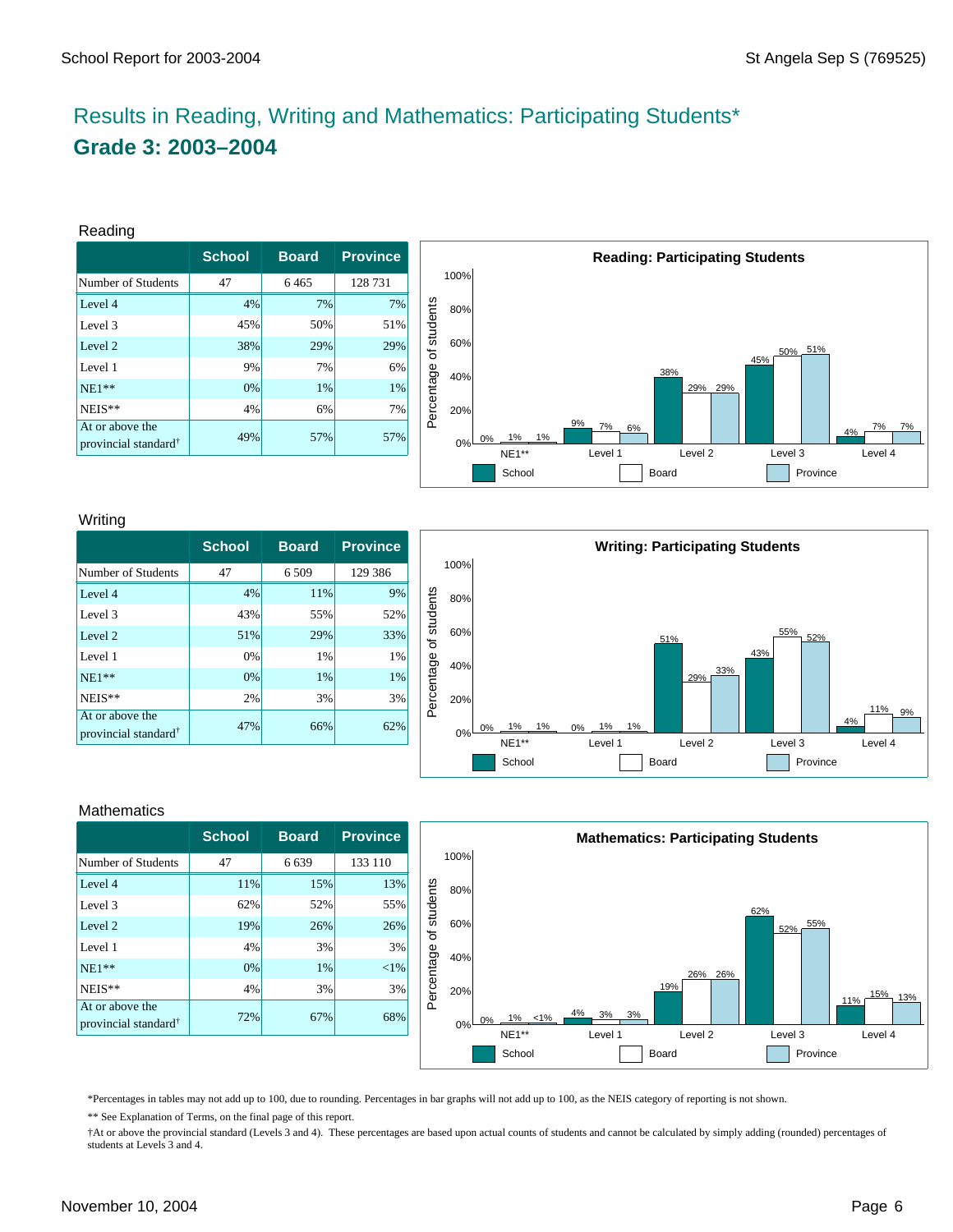# Results in Reading, Writing and Mathematics: Participating Students*

## Grade 3: 2003–2004

### Reading

| | School | Board | Province |
|---|---|---|---|
| Number of Students | 47 | 6 465 | 128 731 |
| Level 4 | 4% | 7% | 7% |
| Level 3 | 45% | 50% | 51% |
| Level 2 | 38% | 29% | 29% |
| Level 1 | 9% | 7% | 6% |
| NE1** | 0% | 1% | 1% |
| NEIS** | 4% | 6% | 7% |
| At or above the provincial standard† | 49% | 57% | 57% |

**Reading: Participating Students**

| | School | Board | Province |
|---|---|---|---|
| NE1** | 0% | 1% | 1% |
| Level 1 | 9% | 7% | 6% |
| Level 2 | 38% | 29% | 29% |
| Level 3 | 45% | 50% | 51% |
| Level 4 | 4% | 7% | 7% |

### Writing

| | School | Board | Province |
|---|---|---|---|
| Number of Students | 47 | 6 509 | 129 386 |
| Level 4 | 4% | 11% | 9% |
| Level 3 | 43% | 55% | 52% |
| Level 2 | 51% | 29% | 33% |
| Level 1 | 0% | 1% | 1% |
| NE1** | 0% | 1% | 1% |
| NEIS** | 2% | 3% | 3% |
| At or above the provincial standard† | 47% | 66% | 62% |

**Writing: Participating Students**

| | School | Board | Province |
|---|---|---|---|
| NE1** | 0% | 1% | 1% |
| Level 1 | 0% | 1% | 1% |
| Level 2 | 51% | 29% | 33% |
| Level 3 | 43% | 55% | 52% |
| Level 4 | 4% | 11% | 9% |

### Mathematics

| | School | Board | Province |
|---|---|---|---|
| Number of Students | 47 | 6 639 | 133 110 |
| Level 4 | 11% | 15% | 13% |
| Level 3 | 62% | 52% | 55% |
| Level 2 | 19% | 26% | 26% |
| Level 1 | 4% | 3% | 3% |
| NE1** | 0% | 1% | <1% |
| NEIS** | 4% | 3% | 3% |
| At or above the provincial standard† | 72% | 67% | 68% |

**Mathematics: Participating Students**

| | School | Board | Province |
|---|---|---|---|
| NE1** | 0% | 1% | <1% |
| Level 1 | 4% | 3% | 3% |
| Level 2 | 19% | 26% | 26% |
| Level 3 | 62% | 52% | 55% |
| Level 4 | 11% | 15% | 13% |

*Percentages in tables may not add up to 100, due to rounding. Percentages in bar graphs will not add up to 100, as the NEIS category of reporting is not shown.

** See Explanation of Terms, on the final page of this report.

†At or above the provincial standard (Levels 3 and 4). These percentages are based upon actual counts of students and cannot be calculated by simply adding (rounded) percentages of students at Levels 3 and 4.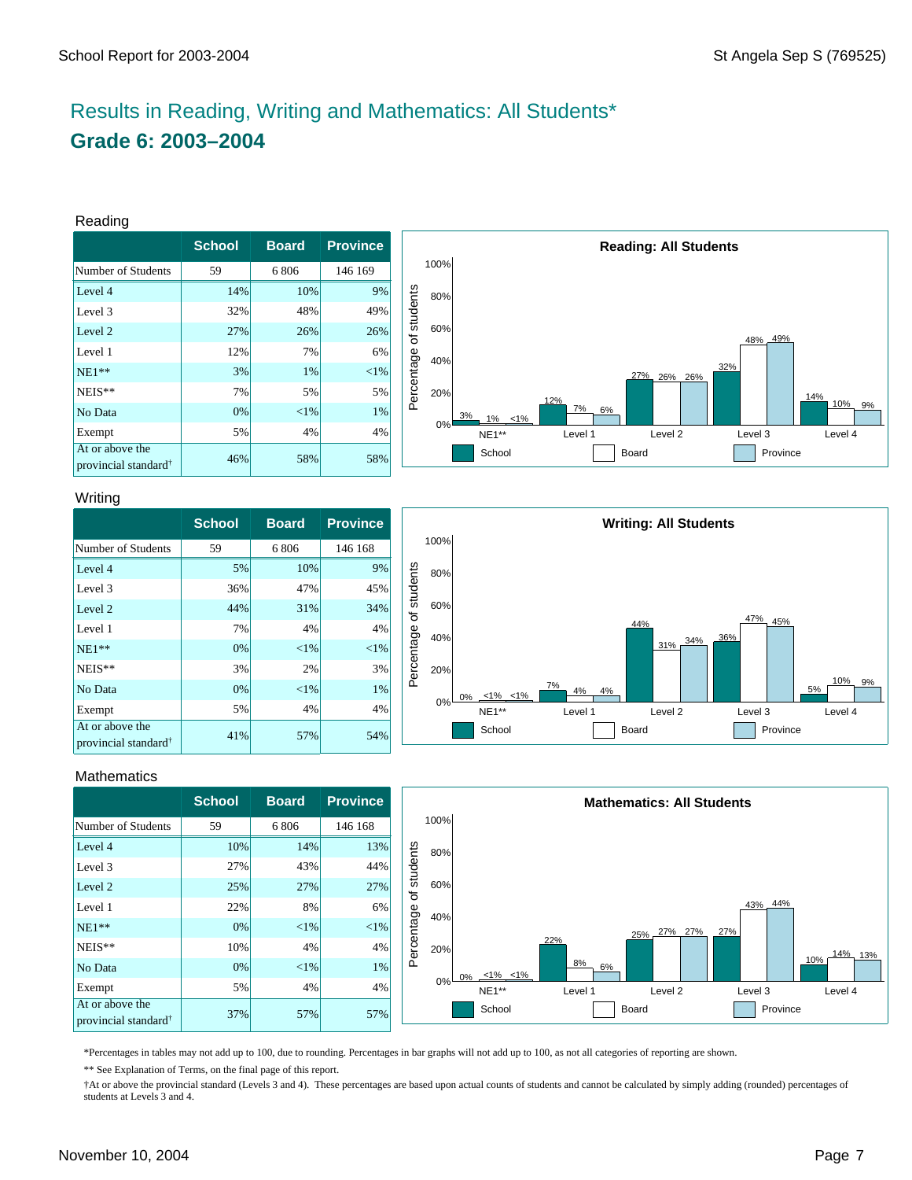# Results in Reading, Writing and Mathematics: All Students*

## Grade 6: 2003–2004

### Reading

| | School | Board | Province |
|---|---|---|---|
| Number of Students | 59 | 6 806 | 146 169 |
| Level 4 | 14% | 10% | 9% |
| Level 3 | 32% | 48% | 49% |
| Level 2 | 27% | 26% | 26% |
| Level 1 | 12% | 7% | 6% |
| NE1** | 3% | 1% | <1% |
| NEIS** | 7% | 5% | 5% |
| No Data | 0% | <1% | 1% |
| Exempt | 5% | 4% | 4% |
| At or above the provincial standard† | 46% | 58% | 58% |

**Reading: All Students**

| | NE1** | Level 1 | Level 2 | Level 3 | Level 4 |
|---|---|---|---|---|---|
| School | 3% | 12% | 27% | 32% | 14% |
| Board | 1% | 7% | 26% | 48% | 10% |
| Province | <1% | 6% | 26% | 49% | 9% |

### Writing

| | School | Board | Province |
|---|---|---|---|
| Number of Students | 59 | 6 806 | 146 168 |
| Level 4 | 5% | 10% | 9% |
| Level 3 | 36% | 47% | 45% |
| Level 2 | 44% | 31% | 34% |
| Level 1 | 7% | 4% | 4% |
| NE1** | 0% | <1% | <1% |
| NEIS** | 3% | 2% | 3% |
| No Data | 0% | <1% | 1% |
| Exempt | 5% | 4% | 4% |
| At or above the provincial standard† | 41% | 57% | 54% |

**Writing: All Students**

| | NE1** | Level 1 | Level 2 | Level 3 | Level 4 |
|---|---|---|---|---|---|
| School | 0% | 7% | 44% | 36% | 5% |
| Board | <1% | 4% | 31% | 47% | 10% |
| Province | <1% | 4% | 34% | 45% | 9% |

### Mathematics

| | School | Board | Province |
|---|---|---|---|
| Number of Students | 59 | 6 806 | 146 168 |
| Level 4 | 10% | 14% | 13% |
| Level 3 | 27% | 43% | 44% |
| Level 2 | 25% | 27% | 27% |
| Level 1 | 22% | 8% | 6% |
| NE1** | 0% | <1% | <1% |
| NEIS** | 10% | 4% | 4% |
| No Data | 0% | <1% | 1% |
| Exempt | 5% | 4% | 4% |
| At or above the provincial standard† | 37% | 57% | 57% |

**Mathematics: All Students**

| | NE1** | Level 1 | Level 2 | Level 3 | Level 4 |
|---|---|---|---|---|---|
| School | 0% | 22% | 25% | 27% | 10% |
| Board | <1% | 8% | 27% | 43% | 14% |
| Province | <1% | 6% | 27% | 44% | 13% |

*Percentages in tables may not add up to 100, due to rounding. Percentages in bar graphs will not add up to 100, as not all categories of reporting are shown.

** See Explanation of Terms, on the final page of this report.

†At or above the provincial standard (Levels 3 and 4). These percentages are based upon actual counts of students and cannot be calculated by simply adding (rounded) percentages of students at Levels 3 and 4.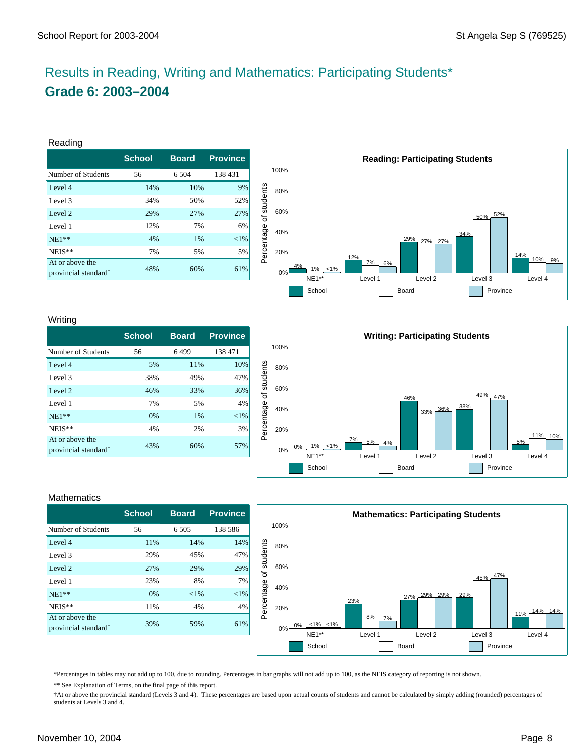# Results in Reading, Writing and Mathematics: Participating Students*

## Grade 6: 2003–2004

### Reading

| | School | Board | Province |
|---|---|---|---|
| Number of Students | 56 | 6 504 | 138 431 |
| Level 4 | 14% | 10% | 9% |
| Level 3 | 34% | 50% | 52% |
| Level 2 | 29% | 27% | 27% |
| Level 1 | 12% | 7% | 6% |
| NE1** | 4% | 1% | <1% |
| NEIS** | 7% | 5% | 5% |
| At or above the provincial standard† | 48% | 60% | 61% |

**Reading: Participating Students**

| | NE1** | Level 1 | Level 2 | Level 3 | Level 4 |
|---|---|---|---|---|---|
| School | 4% | 12% | 29% | 34% | 14% |
| Board | 1% | 7% | 27% | 50% | 10% |
| Province | <1% | 6% | 27% | 52% | 9% |

### Writing

| | School | Board | Province |
|---|---|---|---|
| Number of Students | 56 | 6 499 | 138 471 |
| Level 4 | 5% | 11% | 10% |
| Level 3 | 38% | 49% | 47% |
| Level 2 | 46% | 33% | 36% |
| Level 1 | 7% | 5% | 4% |
| NE1** | 0% | 1% | <1% |
| NEIS** | 4% | 2% | 3% |
| At or above the provincial standard† | 43% | 60% | 57% |

**Writing: Participating Students**

| | NE1** | Level 1 | Level 2 | Level 3 | Level 4 |
|---|---|---|---|---|---|
| School | 0% | 7% | 46% | 38% | 5% |
| Board | 1% | 5% | 33% | 49% | 11% |
| Province | <1% | 4% | 36% | 47% | 10% |

### Mathematics

| | School | Board | Province |
|---|---|---|---|
| Number of Students | 56 | 6 505 | 138 586 |
| Level 4 | 11% | 14% | 14% |
| Level 3 | 29% | 45% | 47% |
| Level 2 | 27% | 29% | 29% |
| Level 1 | 23% | 8% | 7% |
| NE1** | 0% | <1% | <1% |
| NEIS** | 11% | 4% | 4% |
| At or above the provincial standard† | 39% | 59% | 61% |

**Mathematics: Participating Students**

| | NE1** | Level 1 | Level 2 | Level 3 | Level 4 |
|---|---|---|---|---|---|
| School | 0% | 23% | 27% | 29% | 11% |
| Board | <1% | 8% | 29% | 45% | 14% |
| Province | <1% | 7% | 29% | 47% | 14% |

*Percentages in tables may not add up to 100, due to rounding. Percentages in bar graphs will not add up to 100, as the NEIS category of reporting is not shown.

** See Explanation of Terms, on the final page of this report.

†At or above the provincial standard (Levels 3 and 4). These percentages are based upon actual counts of students and cannot be calculated by simply adding (rounded) percentages of students at Levels 3 and 4.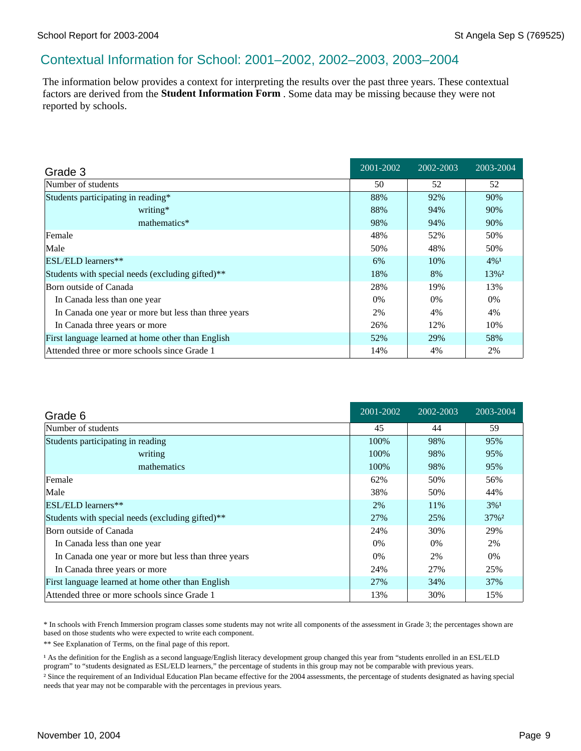## Contextual Information for School: 2001–2002, 2002–2003, 2003–2004

The information below provides a context for interpreting the results over the past three years. These contextual factors are derived from the **Student Information Form** . Some data may be missing because they were not reported by schools.

| Grade 3 | 2001-2002 | 2002-2003 | 2003-2004 |
|---|---|---|---|
| Number of students | 50 | 52 | 52 |
| Students participating in reading* | 88% | 92% | 90% |
| writing* | 88% | 94% | 90% |
| mathematics* | 98% | 94% | 90% |
| Female | 48% | 52% | 50% |
| Male | 50% | 48% | 50% |
| ESL/ELD learners** | 6% | 10% | 4%[1] |
| Students with special needs (excluding gifted)** | 18% | 8% | 13%[2] |
| Born outside of Canada | 28% | 19% | 13% |
| In Canada less than one year | 0% | 0% | 0% |
| In Canada one year or more but less than three years | 2% | 4% | 4% |
| In Canada three years or more | 26% | 12% | 10% |
| First language learned at home other than English | 52% | 29% | 58% |
| Attended three or more schools since Grade 1 | 14% | 4% | 2% |

| Grade 6 | 2001-2002 | 2002-2003 | 2003-2004 |
|---|---|---|---|
| Number of students | 45 | 44 | 59 |
| Students participating in reading | 100% | 98% | 95% |
| writing | 100% | 98% | 95% |
| mathematics | 100% | 98% | 95% |
| Female | 62% | 50% | 56% |
| Male | 38% | 50% | 44% |
| ESL/ELD learners** | 2% | 11% | 3%[1] |
| Students with special needs (excluding gifted)** | 27% | 25% | 37%[2] |
| Born outside of Canada | 24% | 30% | 29% |
| In Canada less than one year | 0% | 0% | 2% |
| In Canada one year or more but less than three years | 0% | 2% | 0% |
| In Canada three years or more | 24% | 27% | 25% |
| First language learned at home other than English | 27% | 34% | 37% |
| Attended three or more schools since Grade 1 | 13% | 30% | 15% |

* In schools with French Immersion program classes some students may not write all components of the assessment in Grade 3; the percentages shown are based on those students who were expected to write each component.

** See Explanation of Terms, on the final page of this report.

[1] As the definition for the English as a second language/English literacy development group changed this year from "students enrolled in an ESL/ELD program" to "students designated as ESL/ELD learners," the percentage of students in this group may not be comparable with previous years.

[2] Since the requirement of an Individual Education Plan became effective for the 2004 assessments, the percentage of students designated as having special needs that year may not be comparable with the percentages in previous years.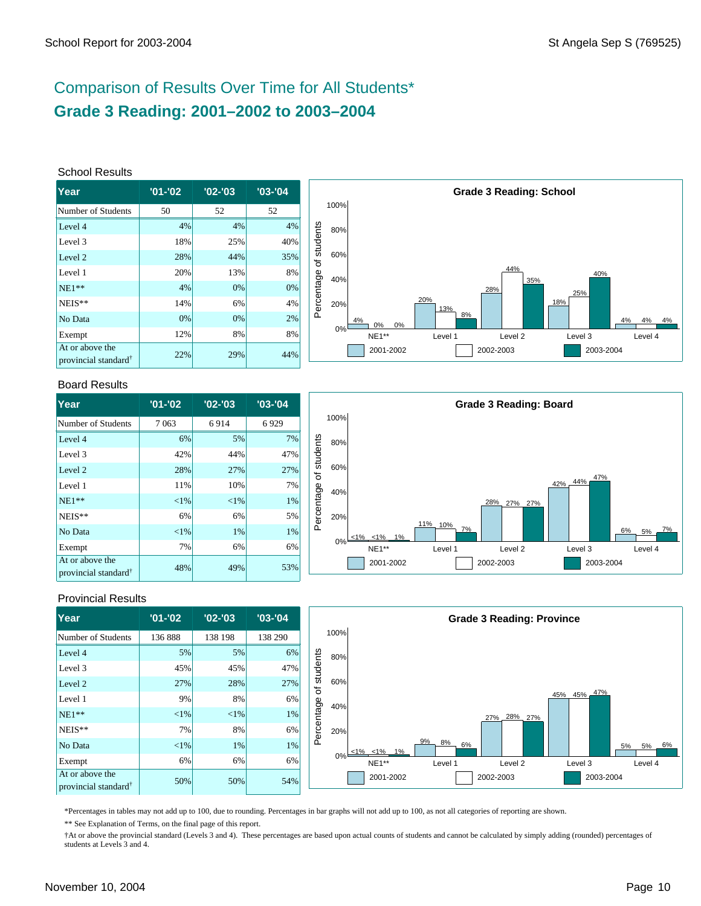# Comparison of Results Over Time for All Students*

## Grade 3 Reading: 2001–2002 to 2003–2004

### School Results

| Year | '01-'02 | '02-'03 | '03-'04 |
|---|---|---|---|
| Number of Students | 50 | 52 | 52 |
| Level 4 | 4% | 4% | 4% |
| Level 3 | 18% | 25% | 40% |
| Level 2 | 28% | 44% | 35% |
| Level 1 | 20% | 13% | 8% |
| NE1** | 4% | 0% | 0% |
| NEIS** | 14% | 6% | 4% |
| No Data | 0% | 0% | 2% |
| Exempt | 12% | 8% | 8% |
| At or above the provincial standard† | 22% | 29% | 44% |

**Grade 3 Reading: School**

| | NE1** | Level 1 | Level 2 | Level 3 | Level 4 |
|---|---|---|---|---|---|
| 2001-2002 | 4% | 20% | 28% | 18% | 4% |
| 2002-2003 | 0% | 13% | 44% | 25% | 4% |
| 2003-2004 | 0% | 8% | 35% | 40% | 4% |

### Board Results

| Year | '01-'02 | '02-'03 | '03-'04 |
|---|---|---|---|
| Number of Students | 7 063 | 6 914 | 6 929 |
| Level 4 | 6% | 5% | 7% |
| Level 3 | 42% | 44% | 47% |
| Level 2 | 28% | 27% | 27% |
| Level 1 | 11% | 10% | 7% |
| NE1** | <1% | <1% | 1% |
| NEIS** | 6% | 6% | 5% |
| No Data | <1% | 1% | 1% |
| Exempt | 7% | 6% | 6% |
| At or above the provincial standard† | 48% | 49% | 53% |

**Grade 3 Reading: Board**

| | NE1** | Level 1 | Level 2 | Level 3 | Level 4 |
|---|---|---|---|---|---|
| 2001-2002 | <1% | 11% | 28% | 42% | 6% |
| 2002-2003 | <1% | 10% | 27% | 44% | 5% |
| 2003-2004 | 1% | 7% | 27% | 47% | 7% |

### Provincial Results

| Year | '01-'02 | '02-'03 | '03-'04 |
|---|---|---|---|
| Number of Students | 136 888 | 138 198 | 138 290 |
| Level 4 | 5% | 5% | 6% |
| Level 3 | 45% | 45% | 47% |
| Level 2 | 27% | 28% | 27% |
| Level 1 | 9% | 8% | 6% |
| NE1** | <1% | <1% | 1% |
| NEIS** | 7% | 8% | 6% |
| No Data | <1% | 1% | 1% |
| Exempt | 6% | 6% | 6% |
| At or above the provincial standard† | 50% | 50% | 54% |

**Grade 3 Reading: Province**

| | NE1** | Level 1 | Level 2 | Level 3 | Level 4 |
|---|---|---|---|---|---|
| 2001-2002 | <1% | 9% | 27% | 45% | 5% |
| 2002-2003 | <1% | 8% | 28% | 45% | 5% |
| 2003-2004 | 1% | 6% | 27% | 47% | 6% |

*Percentages in tables may not add up to 100, due to rounding. Percentages in bar graphs will not add up to 100, as not all categories of reporting are shown.

** See Explanation of Terms, on the final page of this report.

†At or above the provincial standard (Levels 3 and 4). These percentages are based upon actual counts of students and cannot be calculated by simply adding (rounded) percentages of students at Levels 3 and 4.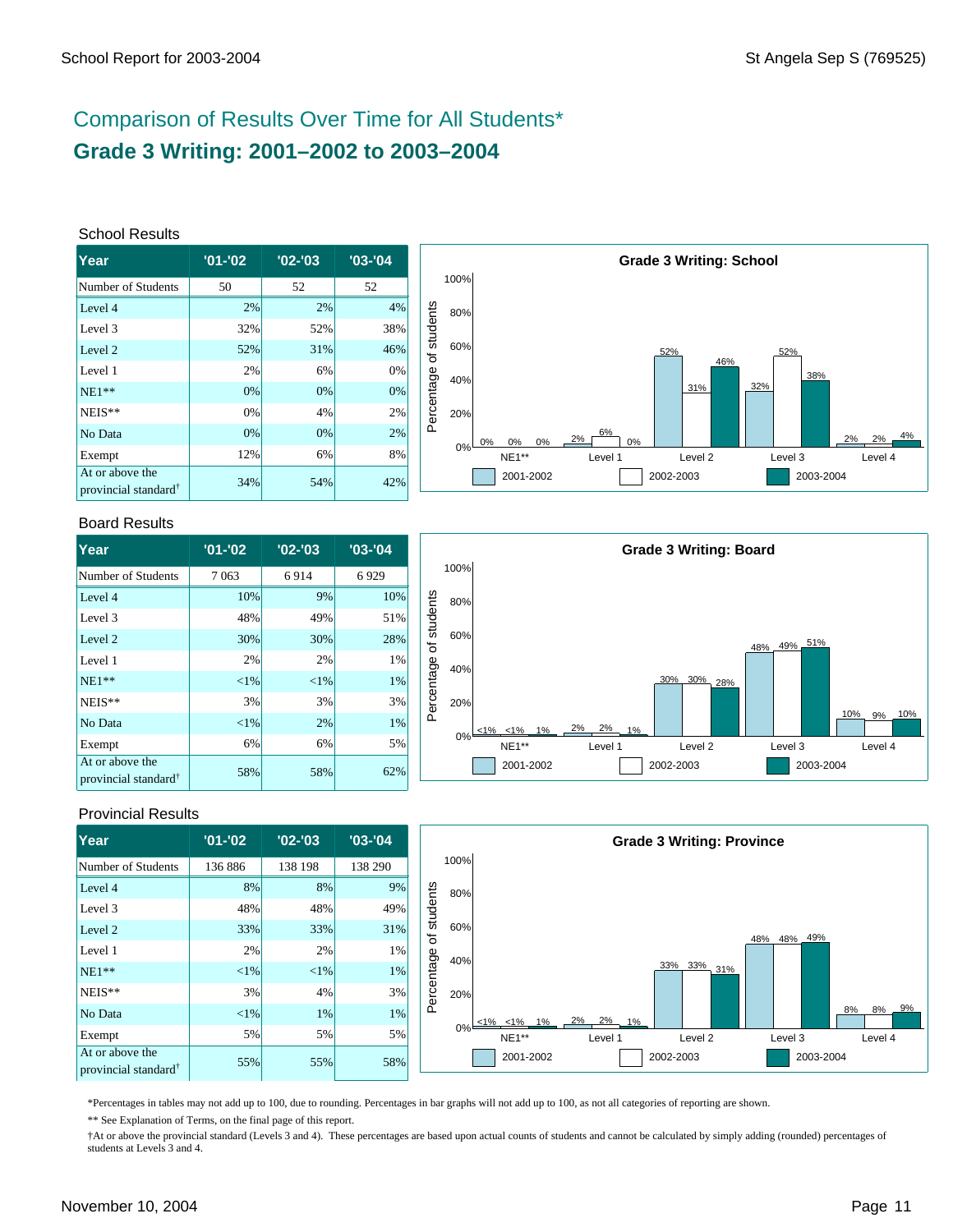## Comparison of Results Over Time for All Students*

# Grade 3 Writing: 2001–2002 to 2003–2004

### School Results

| Year | '01-'02 | '02-'03 | '03-'04 |
|---|---|---|---|
| Number of Students | 50 | 52 | 52 |
| Level 4 | 2% | 2% | 4% |
| Level 3 | 32% | 52% | 38% |
| Level 2 | 52% | 31% | 46% |
| Level 1 | 2% | 6% | 0% |
| NE1** | 0% | 0% | 0% |
| NEIS** | 0% | 4% | 2% |
| No Data | 0% | 0% | 2% |
| Exempt | 12% | 6% | 8% |
| At or above the provincial standard† | 34% | 54% | 42% |

**Grade 3 Writing: School**

| | NE1** | Level 1 | Level 2 | Level 3 | Level 4 |
|---|---|---|---|---|---|
| 2001-2002 | 0% | 2% | 52% | 32% | 2% |
| 2002-2003 | 0% | 6% | 31% | 52% | 2% |
| 2003-2004 | 0% | 0% | 46% | 38% | 4% |

### Board Results

| Year | '01-'02 | '02-'03 | '03-'04 |
|---|---|---|---|
| Number of Students | 7 063 | 6 914 | 6 929 |
| Level 4 | 10% | 9% | 10% |
| Level 3 | 48% | 49% | 51% |
| Level 2 | 30% | 30% | 28% |
| Level 1 | 2% | 2% | 1% |
| NE1** | <1% | <1% | 1% |
| NEIS** | 3% | 3% | 3% |
| No Data | <1% | 2% | 1% |
| Exempt | 6% | 6% | 5% |
| At or above the provincial standard† | 58% | 58% | 62% |

**Grade 3 Writing: Board**

| | NE1** | Level 1 | Level 2 | Level 3 | Level 4 |
|---|---|---|---|---|---|
| 2001-2002 | <1% | 2% | 30% | 48% | 10% |
| 2002-2003 | <1% | 2% | 30% | 49% | 9% |
| 2003-2004 | 1% | 1% | 28% | 51% | 10% |

### Provincial Results

| Year | '01-'02 | '02-'03 | '03-'04 |
|---|---|---|---|
| Number of Students | 136 886 | 138 198 | 138 290 |
| Level 4 | 8% | 8% | 9% |
| Level 3 | 48% | 48% | 49% |
| Level 2 | 33% | 33% | 31% |
| Level 1 | 2% | 2% | 1% |
| NE1** | <1% | <1% | 1% |
| NEIS** | 3% | 4% | 3% |
| No Data | <1% | 1% | 1% |
| Exempt | 5% | 5% | 5% |
| At or above the provincial standard† | 55% | 55% | 58% |

**Grade 3 Writing: Province**

| | NE1** | Level 1 | Level 2 | Level 3 | Level 4 |
|---|---|---|---|---|---|
| 2001-2002 | <1% | 2% | 33% | 48% | 8% |
| 2002-2003 | <1% | 2% | 33% | 48% | 8% |
| 2003-2004 | 1% | 1% | 31% | 49% | 9% |

*Percentages in tables may not add up to 100, due to rounding. Percentages in bar graphs will not add up to 100, as not all categories of reporting are shown.

** See Explanation of Terms, on the final page of this report.

†At or above the provincial standard (Levels 3 and 4). These percentages are based upon actual counts of students and cannot be calculated by simply adding (rounded) percentages of students at Levels 3 and 4.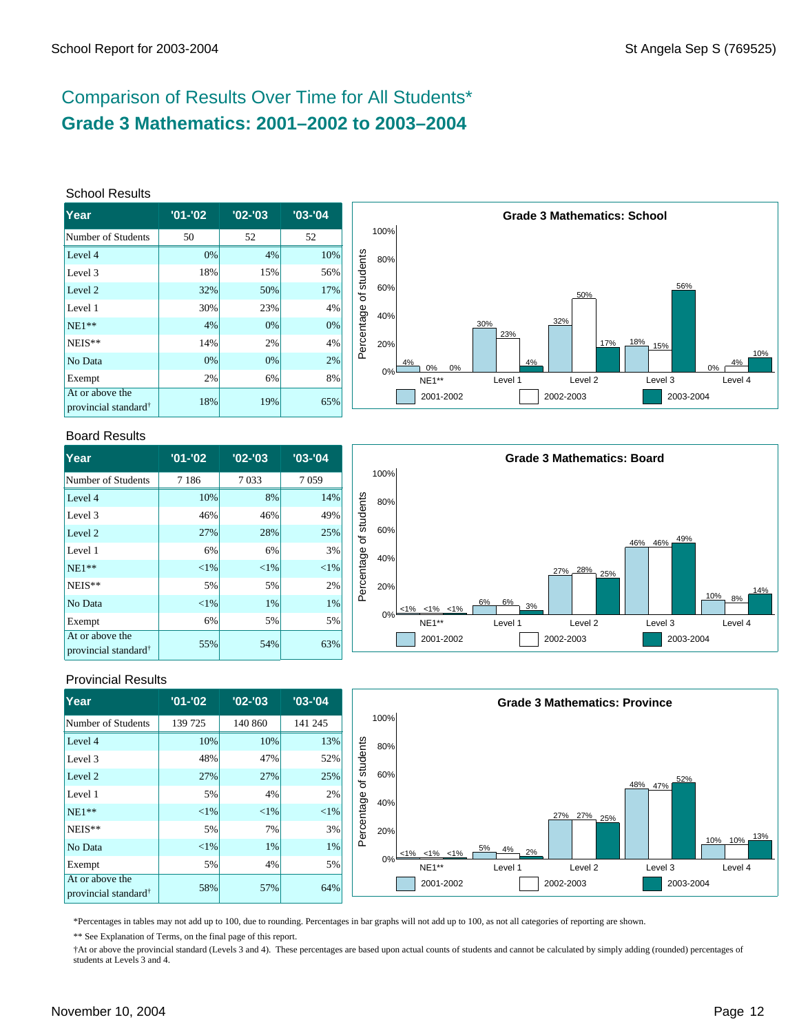# Comparison of Results Over Time for All Students*

## Grade 3 Mathematics: 2001–2002 to 2003–2004

### School Results

| Year | '01-'02 | '02-'03 | '03-'04 |
|---|---|---|---|
| Number of Students | 50 | 52 | 52 |
| Level 4 | 0% | 4% | 10% |
| Level 3 | 18% | 15% | 56% |
| Level 2 | 32% | 50% | 17% |
| Level 1 | 30% | 23% | 4% |
| NE1** | 4% | 0% | 0% |
| NEIS** | 14% | 2% | 4% |
| No Data | 0% | 0% | 2% |
| Exempt | 2% | 6% | 8% |
| At or above the provincial standard† | 18% | 19% | 65% |

**Grade 3 Mathematics: School**

| | NE1** | Level 1 | Level 2 | Level 3 | Level 4 |
|---|---|---|---|---|---|
| 2001-2002 | 4% | 30% | 32% | 18% | 0% |
| 2002-2003 | 0% | 23% | 50% | 15% | 4% |
| 2003-2004 | 0% | 4% | 17% | 56% | 10% |

### Board Results

| Year | '01-'02 | '02-'03 | '03-'04 |
|---|---|---|---|
| Number of Students | 7 186 | 7 033 | 7 059 |
| Level 4 | 10% | 8% | 14% |
| Level 3 | 46% | 46% | 49% |
| Level 2 | 27% | 28% | 25% |
| Level 1 | 6% | 6% | 3% |
| NE1** | <1% | <1% | <1% |
| NEIS** | 5% | 5% | 2% |
| No Data | <1% | 1% | 1% |
| Exempt | 6% | 5% | 5% |
| At or above the provincial standard† | 55% | 54% | 63% |

**Grade 3 Mathematics: Board**

| | NE1** | Level 1 | Level 2 | Level 3 | Level 4 |
|---|---|---|---|---|---|
| 2001-2002 | <1% | 6% | 27% | 46% | 10% |
| 2002-2003 | <1% | 6% | 28% | 46% | 8% |
| 2003-2004 | <1% | 3% | 25% | 49% | 14% |

### Provincial Results

| Year | '01-'02 | '02-'03 | '03-'04 |
|---|---|---|---|
| Number of Students | 139 725 | 140 860 | 141 245 |
| Level 4 | 10% | 10% | 13% |
| Level 3 | 48% | 47% | 52% |
| Level 2 | 27% | 27% | 25% |
| Level 1 | 5% | 4% | 2% |
| NE1** | <1% | <1% | <1% |
| NEIS** | 5% | 7% | 3% |
| No Data | <1% | 1% | 1% |
| Exempt | 5% | 4% | 5% |
| At or above the provincial standard† | 58% | 57% | 64% |

**Grade 3 Mathematics: Province**

| | NE1** | Level 1 | Level 2 | Level 3 | Level 4 |
|---|---|---|---|---|---|
| 2001-2002 | <1% | 5% | 27% | 48% | 10% |
| 2002-2003 | <1% | 4% | 27% | 47% | 10% |
| 2003-2004 | <1% | 2% | 25% | 52% | 13% |

*Percentages in tables may not add up to 100, due to rounding. Percentages in bar graphs will not add up to 100, as not all categories of reporting are shown.

** See Explanation of Terms, on the final page of this report.

†At or above the provincial standard (Levels 3 and 4). These percentages are based upon actual counts of students and cannot be calculated by simply adding (rounded) percentages of students at Levels 3 and 4.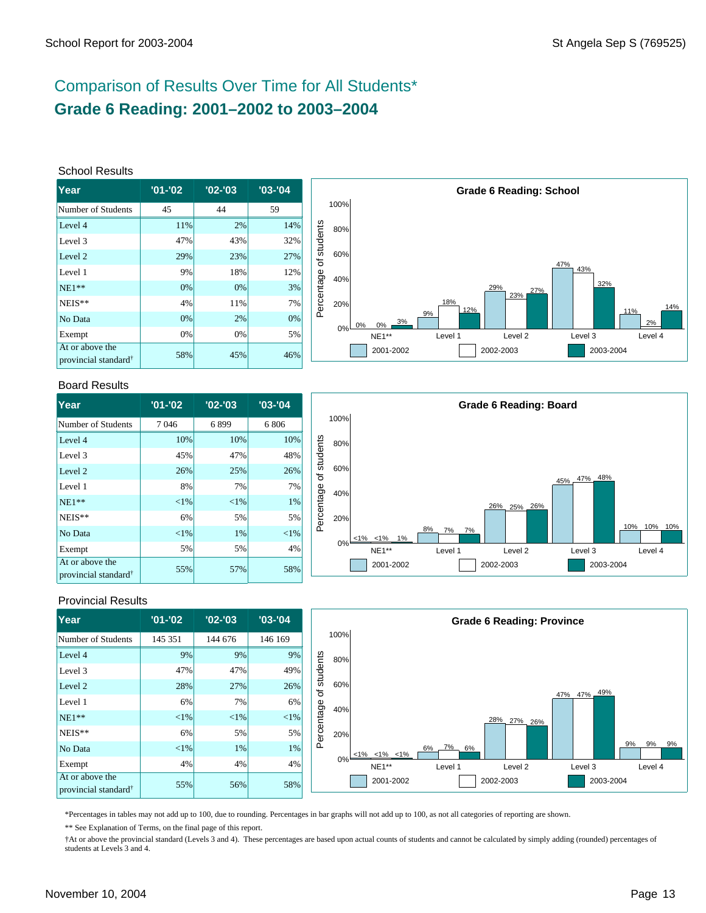# Comparison of Results Over Time for All Students*

## Grade 6 Reading: 2001–2002 to 2003–2004

### School Results

| Year | '01-'02 | '02-'03 | '03-'04 |
|---|---|---|---|
| Number of Students | 45 | 44 | 59 |
| Level 4 | 11% | 2% | 14% |
| Level 3 | 47% | 43% | 32% |
| Level 2 | 29% | 23% | 27% |
| Level 1 | 9% | 18% | 12% |
| NE1** | 0% | 0% | 3% |
| NEIS** | 4% | 11% | 7% |
| No Data | 0% | 2% | 0% |
| Exempt | 0% | 0% | 5% |
| At or above the provincial standard† | 58% | 45% | 46% |

**Grade 6 Reading: School**

| | NE1** | Level 1 | Level 2 | Level 3 | Level 4 |
|---|---|---|---|---|---|
| 2001-2002 | 0% | 9% | 29% | 47% | 11% |
| 2002-2003 | 0% | 18% | 23% | 43% | 2% |
| 2003-2004 | 3% | 12% | 27% | 32% | 14% |

### Board Results

| Year | '01-'02 | '02-'03 | '03-'04 |
|---|---|---|---|
| Number of Students | 7 046 | 6 899 | 6 806 |
| Level 4 | 10% | 10% | 10% |
| Level 3 | 45% | 47% | 48% |
| Level 2 | 26% | 25% | 26% |
| Level 1 | 8% | 7% | 7% |
| NE1** | <1% | <1% | 1% |
| NEIS** | 6% | 5% | 5% |
| No Data | <1% | 1% | <1% |
| Exempt | 5% | 5% | 4% |
| At or above the provincial standard† | 55% | 57% | 58% |

**Grade 6 Reading: Board**

| | NE1** | Level 1 | Level 2 | Level 3 | Level 4 |
|---|---|---|---|---|---|
| 2001-2002 | <1% | 8% | 26% | 45% | 10% |
| 2002-2003 | <1% | 7% | 25% | 47% | 10% |
| 2003-2004 | 1% | 7% | 26% | 48% | 10% |

### Provincial Results

| Year | '01-'02 | '02-'03 | '03-'04 |
|---|---|---|---|
| Number of Students | 145 351 | 144 676 | 146 169 |
| Level 4 | 9% | 9% | 9% |
| Level 3 | 47% | 47% | 49% |
| Level 2 | 28% | 27% | 26% |
| Level 1 | 6% | 7% | 6% |
| NE1** | <1% | <1% | <1% |
| NEIS** | 6% | 5% | 5% |
| No Data | <1% | 1% | 1% |
| Exempt | 4% | 4% | 4% |
| At or above the provincial standard† | 55% | 56% | 58% |

**Grade 6 Reading: Province**

| | NE1** | Level 1 | Level 2 | Level 3 | Level 4 |
|---|---|---|---|---|---|
| 2001-2002 | <1% | 6% | 28% | 47% | 9% |
| 2002-2003 | <1% | 7% | 27% | 47% | 9% |
| 2003-2004 | <1% | 6% | 26% | 49% | 9% |

*Percentages in tables may not add up to 100, due to rounding. Percentages in bar graphs will not add up to 100, as not all categories of reporting are shown.

** See Explanation of Terms, on the final page of this report.

†At or above the provincial standard (Levels 3 and 4). These percentages are based upon actual counts of students and cannot be calculated by simply adding (rounded) percentages of students at Levels 3 and 4.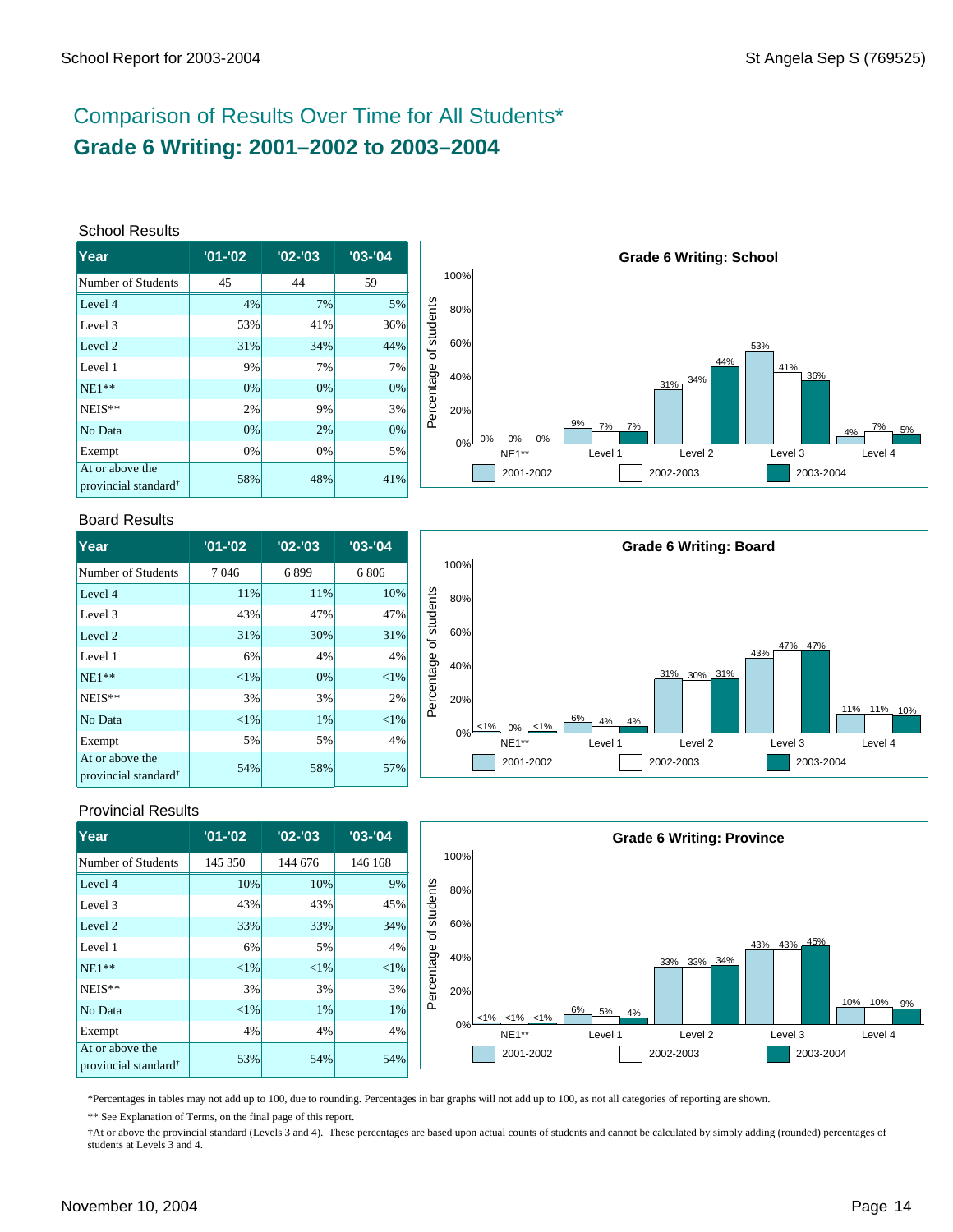## Comparison of Results Over Time for All Students*

# Grade 6 Writing: 2001–2002 to 2003–2004

### School Results

| Year | '01-'02 | '02-'03 | '03-'04 |
|---|---|---|---|
| Number of Students | 45 | 44 | 59 |
| Level 4 | 4% | 7% | 5% |
| Level 3 | 53% | 41% | 36% |
| Level 2 | 31% | 34% | 44% |
| Level 1 | 9% | 7% | 7% |
| NE1** | 0% | 0% | 0% |
| NEIS** | 2% | 9% | 3% |
| No Data | 0% | 2% | 0% |
| Exempt | 0% | 0% | 5% |
| At or above the provincial standard† | 58% | 48% | 41% |

**Grade 6 Writing: School**

| Percentage of students | NE1** | Level 1 | Level 2 | Level 3 | Level 4 |
|---|---|---|---|---|---|
| 2001-2002 | 0% | 9% | 31% | 53% | 4% |
| 2002-2003 | 0% | 7% | 34% | 41% | 7% |
| 2003-2004 | 0% | 7% | 44% | 36% | 5% |

### Board Results

| Year | '01-'02 | '02-'03 | '03-'04 |
|---|---|---|---|
| Number of Students | 7 046 | 6 899 | 6 806 |
| Level 4 | 11% | 11% | 10% |
| Level 3 | 43% | 47% | 47% |
| Level 2 | 31% | 30% | 31% |
| Level 1 | 6% | 4% | 4% |
| NE1** | <1% | 0% | <1% |
| NEIS** | 3% | 3% | 2% |
| No Data | <1% | 1% | <1% |
| Exempt | 5% | 5% | 4% |
| At or above the provincial standard† | 54% | 58% | 57% |

**Grade 6 Writing: Board**

| Percentage of students | NE1** | Level 1 | Level 2 | Level 3 | Level 4 |
|---|---|---|---|---|---|
| 2001-2002 | <1% | 6% | 31% | 43% | 11% |
| 2002-2003 | 0% | 4% | 30% | 47% | 11% |
| 2003-2004 | <1% | 4% | 31% | 47% | 10% |

### Provincial Results

| Year | '01-'02 | '02-'03 | '03-'04 |
|---|---|---|---|
| Number of Students | 145 350 | 144 676 | 146 168 |
| Level 4 | 10% | 10% | 9% |
| Level 3 | 43% | 43% | 45% |
| Level 2 | 33% | 33% | 34% |
| Level 1 | 6% | 5% | 4% |
| NE1** | <1% | <1% | <1% |
| NEIS** | 3% | 3% | 3% |
| No Data | <1% | 1% | 1% |
| Exempt | 4% | 4% | 4% |
| At or above the provincial standard† | 53% | 54% | 54% |

**Grade 6 Writing: Province**

| Percentage of students | NE1** | Level 1 | Level 2 | Level 3 | Level 4 |
|---|---|---|---|---|---|
| 2001-2002 | <1% | 6% | 33% | 43% | 10% |
| 2002-2003 | <1% | 5% | 33% | 43% | 10% |
| 2003-2004 | <1% | 4% | 34% | 45% | 9% |

*Percentages in tables may not add up to 100, due to rounding. Percentages in bar graphs will not add up to 100, as not all categories of reporting are shown.

** See Explanation of Terms, on the final page of this report.

†At or above the provincial standard (Levels 3 and 4). These percentages are based upon actual counts of students and cannot be calculated by simply adding (rounded) percentages of students at Levels 3 and 4.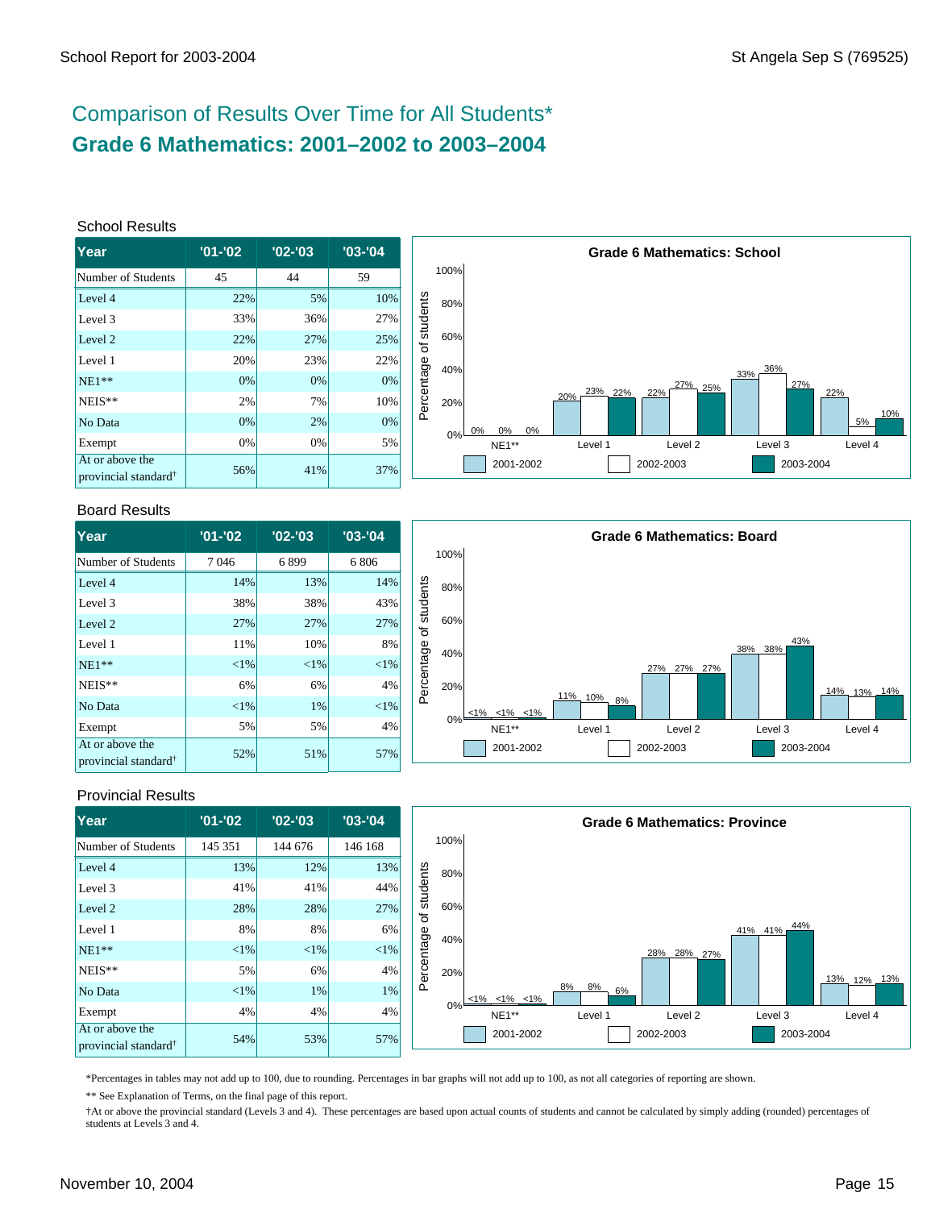# Comparison of Results Over Time for All Students*

## Grade 6 Mathematics: 2001–2002 to 2003–2004

### School Results

| Year | '01-'02 | '02-'03 | '03-'04 |
|---|---|---|---|
| Number of Students | 45 | 44 | 59 |
| Level 4 | 22% | 5% | 10% |
| Level 3 | 33% | 36% | 27% |
| Level 2 | 22% | 27% | 25% |
| Level 1 | 20% | 23% | 22% |
| NE1** | 0% | 0% | 0% |
| NEIS** | 2% | 7% | 10% |
| No Data | 0% | 2% | 0% |
| Exempt | 0% | 0% | 5% |
| At or above the provincial standard† | 56% | 41% | 37% |

**Grade 6 Mathematics: School**

| Percentage of students | NE1** | Level 1 | Level 2 | Level 3 | Level 4 |
|---|---|---|---|---|---|
| 2001-2002 | 0% | 20% | 22% | 33% | 22% |
| 2002-2003 | 0% | 23% | 27% | 36% | 5% |
| 2003-2004 | 0% | 22% | 25% | 27% | 10% |

### Board Results

| Year | '01-'02 | '02-'03 | '03-'04 |
|---|---|---|---|
| Number of Students | 7 046 | 6 899 | 6 806 |
| Level 4 | 14% | 13% | 14% |
| Level 3 | 38% | 38% | 43% |
| Level 2 | 27% | 27% | 27% |
| Level 1 | 11% | 10% | 8% |
| NE1** | <1% | <1% | <1% |
| NEIS** | 6% | 6% | 4% |
| No Data | <1% | 1% | <1% |
| Exempt | 5% | 5% | 4% |
| At or above the provincial standard† | 52% | 51% | 57% |

**Grade 6 Mathematics: Board**

| Percentage of students | NE1** | Level 1 | Level 2 | Level 3 | Level 4 |
|---|---|---|---|---|---|
| 2001-2002 | <1% | 11% | 27% | 38% | 14% |
| 2002-2003 | <1% | 10% | 27% | 38% | 13% |
| 2003-2004 | <1% | 8% | 27% | 43% | 14% |

### Provincial Results

| Year | '01-'02 | '02-'03 | '03-'04 |
|---|---|---|---|
| Number of Students | 145 351 | 144 676 | 146 168 |
| Level 4 | 13% | 12% | 13% |
| Level 3 | 41% | 41% | 44% |
| Level 2 | 28% | 28% | 27% |
| Level 1 | 8% | 8% | 6% |
| NE1** | <1% | <1% | <1% |
| NEIS** | 5% | 6% | 4% |
| No Data | <1% | 1% | 1% |
| Exempt | 4% | 4% | 4% |
| At or above the provincial standard† | 54% | 53% | 57% |

**Grade 6 Mathematics: Province**

| Percentage of students | NE1** | Level 1 | Level 2 | Level 3 | Level 4 |
|---|---|---|---|---|---|
| 2001-2002 | <1% | 8% | 28% | 41% | 13% |
| 2002-2003 | <1% | 8% | 28% | 41% | 12% |
| 2003-2004 | <1% | 6% | 27% | 44% | 13% |

*Percentages in tables may not add up to 100, due to rounding. Percentages in bar graphs will not add up to 100, as not all categories of reporting are shown.

** See Explanation of Terms, on the final page of this report.

†At or above the provincial standard (Levels 3 and 4). These percentages are based upon actual counts of students and cannot be calculated by simply adding (rounded) percentages of students at Levels 3 and 4.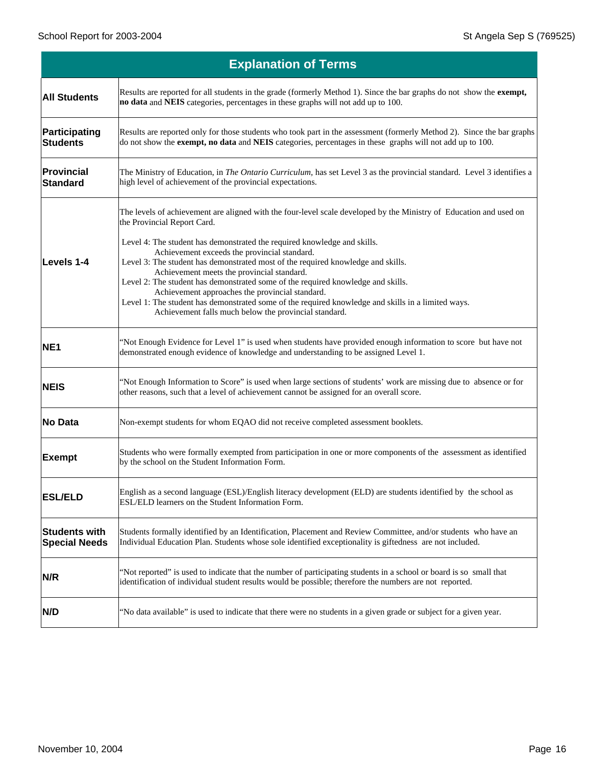## Explanation of Terms

| | |
|---|---|
| **All Students** | Results are reported for all students in the grade (formerly Method 1). Since the bar graphs do not show the **exempt, no data** and **NEIS** categories, percentages in these graphs will not add up to 100. |
| **Participating Students** | Results are reported only for those students who took part in the assessment (formerly Method 2). Since the bar graphs do not show the **exempt, no data** and **NEIS** categories, percentages in these graphs will not add up to 100. |
| **Provincial Standard** | The Ministry of Education, in *The Ontario Curriculum*, has set Level 3 as the provincial standard. Level 3 identifies a high level of achievement of the provincial expectations. |
| **Levels 1-4** | The levels of achievement are aligned with the four-level scale developed by the Ministry of Education and used on the Provincial Report Card.<br><br>Level 4: The student has demonstrated the required knowledge and skills. Achievement exceeds the provincial standard.<br>Level 3: The student has demonstrated most of the required knowledge and skills. Achievement meets the provincial standard.<br>Level 2: The student has demonstrated some of the required knowledge and skills. Achievement approaches the provincial standard.<br>Level 1: The student has demonstrated some of the required knowledge and skills in a limited ways. Achievement falls much below the provincial standard. |
| **NE1** | "Not Enough Evidence for Level 1" is used when students have provided enough information to score but have not demonstrated enough evidence of knowledge and understanding to be assigned Level 1. |
| **NEIS** | "Not Enough Information to Score" is used when large sections of students' work are missing due to absence or for other reasons, such that a level of achievement cannot be assigned for an overall score. |
| **No Data** | Non-exempt students for whom EQAO did not receive completed assessment booklets. |
| **Exempt** | Students who were formally exempted from participation in one or more components of the assessment as identified by the school on the Student Information Form. |
| **ESL/ELD** | English as a second language (ESL)/English literacy development (ELD) are students identified by the school as ESL/ELD learners on the Student Information Form. |
| **Students with Special Needs** | Students formally identified by an Identification, Placement and Review Committee, and/or students who have an Individual Education Plan. Students whose sole identified exceptionality is giftedness are not included. |
| **N/R** | "Not reported" is used to indicate that the number of participating students in a school or board is so small that identification of individual student results would be possible; therefore the numbers are not reported. |
| **N/D** | "No data available" is used to indicate that there were no students in a given grade or subject for a given year. |